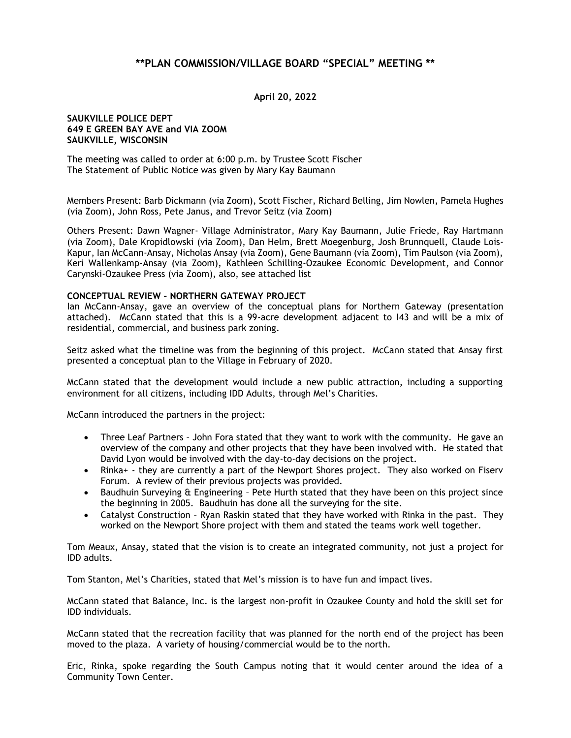# **PLAN COMMISSION/VILLAGE BOARD "SPECIAL" MEETING **

**April 20, 2022**

**SAUKVILLE POLICE DEPT**
**649 E GREEN BAY AVE and VIA ZOOM**
**SAUKVILLE, WISCONSIN**

The meeting was called to order at 6:00 p.m. by Trustee Scott Fischer
The Statement of Public Notice was given by Mary Kay Baumann

Members Present: Barb Dickmann (via Zoom), Scott Fischer, Richard Belling, Jim Nowlen, Pamela Hughes (via Zoom), John Ross, Pete Janus, and Trevor Seitz (via Zoom)

Others Present: Dawn Wagner- Village Administrator, Mary Kay Baumann, Julie Friede, Ray Hartmann (via Zoom), Dale Kropidlowski (via Zoom), Dan Helm, Brett Moegenburg, Josh Brunnquell, Claude Lois-Kapur, Ian McCann-Ansay, Nicholas Ansay (via Zoom), Gene Baumann (via Zoom), Tim Paulson (via Zoom), Keri Wallenkamp-Ansay (via Zoom), Kathleen Schilling-Ozaukee Economic Development, and Connor Carynski-Ozaukee Press (via Zoom), also, see attached list

**CONCEPTUAL REVIEW – NORTHERN GATEWAY PROJECT**

Ian McCann-Ansay, gave an overview of the conceptual plans for Northern Gateway (presentation attached). McCann stated that this is a 99-acre development adjacent to I43 and will be a mix of residential, commercial, and business park zoning.

Seitz asked what the timeline was from the beginning of this project. McCann stated that Ansay first presented a conceptual plan to the Village in February of 2020.

McCann stated that the development would include a new public attraction, including a supporting environment for all citizens, including IDD Adults, through Mel's Charities.

McCann introduced the partners in the project:

- Three Leaf Partners – John Fora stated that they want to work with the community. He gave an overview of the company and other projects that they have been involved with. He stated that David Lyon would be involved with the day-to-day decisions on the project.
- Rinka+ - they are currently a part of the Newport Shores project. They also worked on Fiserv Forum. A review of their previous projects was provided.
- Baudhuin Surveying & Engineering – Pete Hurth stated that they have been on this project since the beginning in 2005. Baudhuin has done all the surveying for the site.
- Catalyst Construction – Ryan Raskin stated that they have worked with Rinka in the past. They worked on the Newport Shore project with them and stated the teams work well together.

Tom Meaux, Ansay, stated that the vision is to create an integrated community, not just a project for IDD adults.

Tom Stanton, Mel's Charities, stated that Mel's mission is to have fun and impact lives.

McCann stated that Balance, Inc. is the largest non-profit in Ozaukee County and hold the skill set for IDD individuals.

McCann stated that the recreation facility that was planned for the north end of the project has been moved to the plaza. A variety of housing/commercial would be to the north.

Eric, Rinka, spoke regarding the South Campus noting that it would center around the idea of a Community Town Center.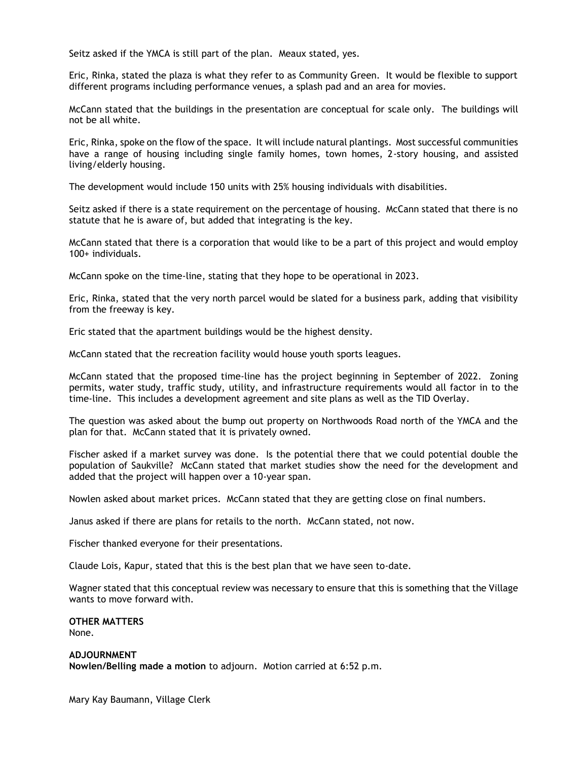Seitz asked if the YMCA is still part of the plan. Meaux stated, yes.

Eric, Rinka, stated the plaza is what they refer to as Community Green. It would be flexible to support different programs including performance venues, a splash pad and an area for movies.

McCann stated that the buildings in the presentation are conceptual for scale only. The buildings will not be all white.

Eric, Rinka, spoke on the flow of the space. It will include natural plantings. Most successful communities have a range of housing including single family homes, town homes, 2-story housing, and assisted living/elderly housing.

The development would include 150 units with 25% housing individuals with disabilities.

Seitz asked if there is a state requirement on the percentage of housing. McCann stated that there is no statute that he is aware of, but added that integrating is the key.

McCann stated that there is a corporation that would like to be a part of this project and would employ 100+ individuals.

McCann spoke on the time-line, stating that they hope to be operational in 2023.

Eric, Rinka, stated that the very north parcel would be slated for a business park, adding that visibility from the freeway is key.

Eric stated that the apartment buildings would be the highest density.

McCann stated that the recreation facility would house youth sports leagues.

McCann stated that the proposed time-line has the project beginning in September of 2022. Zoning permits, water study, traffic study, utility, and infrastructure requirements would all factor in to the time-line. This includes a development agreement and site plans as well as the TID Overlay.

The question was asked about the bump out property on Northwoods Road north of the YMCA and the plan for that. McCann stated that it is privately owned.

Fischer asked if a market survey was done. Is the potential there that we could potential double the population of Saukville? McCann stated that market studies show the need for the development and added that the project will happen over a 10-year span.

Nowlen asked about market prices. McCann stated that they are getting close on final numbers.

Janus asked if there are plans for retails to the north. McCann stated, not now.

Fischer thanked everyone for their presentations.

Claude Lois, Kapur, stated that this is the best plan that we have seen to-date.

Wagner stated that this conceptual review was necessary to ensure that this is something that the Village wants to move forward with.

**OTHER MATTERS**
None.

**ADJOURNMENT**
**Nowlen/Belling made a motion** to adjourn. Motion carried at 6:52 p.m.

Mary Kay Baumann, Village Clerk